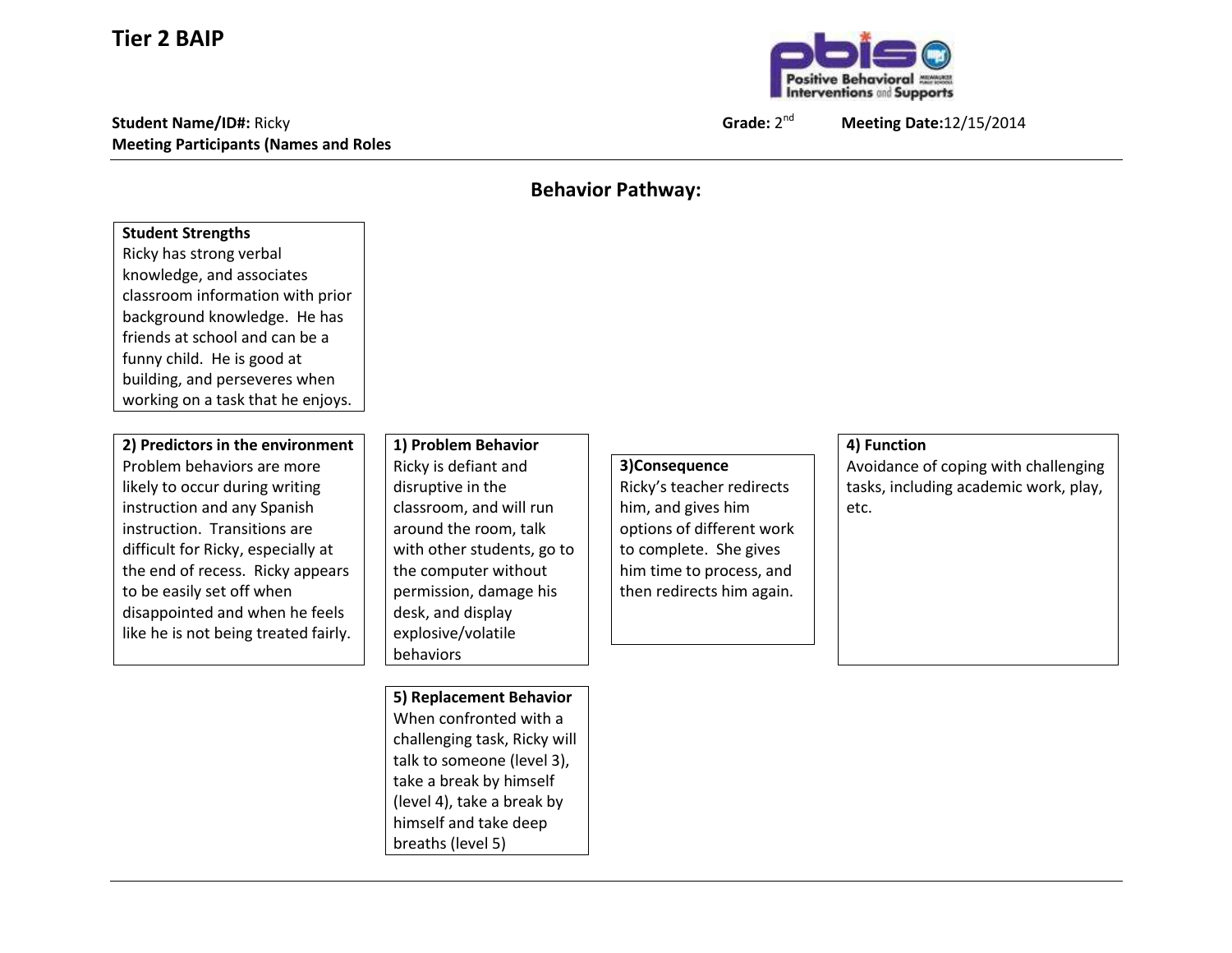# Tier 2 BAIP

**Student Name/ID#:** Ricky **Grade:** 2nd **Meeting Date:** 12/15/2014

**Meeting Participants (Names and Roles**

## Behavior Pathway:

**Student Strengths**

Ricky has strong verbal knowledge, and associates classroom information with prior background knowledge. He has friends at school and can be a funny child. He is good at building, and perseveres when working on a task that he enjoys.

**2) Predictors in the environment**

Problem behaviors are more likely to occur during writing instruction and any Spanish instruction. Transitions are difficult for Ricky, especially at the end of recess. Ricky appears to be easily set off when disappointed and when he feels like he is not being treated fairly.

**1) Problem Behavior**

Ricky is defiant and disruptive in the classroom, and will run around the room, talk with other students, go to the computer without permission, damage his desk, and display explosive/volatile behaviors

**3) Consequence**

Ricky's teacher redirects him, and gives him options of different work to complete. She gives him time to process, and then redirects him again.

**4) Function**

Avoidance of coping with challenging tasks, including academic work, play, etc.

**5) Replacement Behavior**

When confronted with a challenging task, Ricky will talk to someone (level 3), take a break by himself (level 4), take a break by himself and take deep breaths (level 5)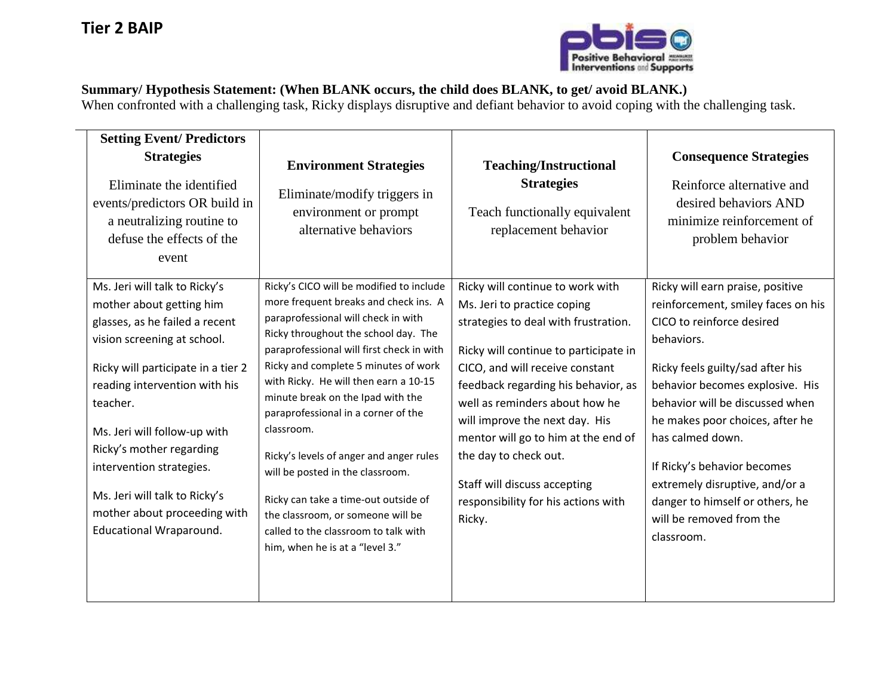# Tier 2 BAIP

**Summary/ Hypothesis Statement: (When BLANK occurs, the child does BLANK, to get/ avoid BLANK.)**
When confronted with a challenging task, Ricky displays disruptive and defiant behavior to avoid coping with the challenging task.

| **Setting Event/ Predictors Strategies**<br>Eliminate the identified events/predictors OR build in a neutralizing routine to defuse the effects of the event | **Environment Strategies**<br>Eliminate/modify triggers in environment or prompt alternative behaviors | **Teaching/Instructional Strategies**<br>Teach functionally equivalent replacement behavior | **Consequence Strategies**<br>Reinforce alternative and desired behaviors AND minimize reinforcement of problem behavior |
|---|---|---|---|
| Ms. Jeri will talk to Ricky's mother about getting him glasses, as he failed a recent vision screening at school.<br><br>Ricky will participate in a tier 2 reading intervention with his teacher.<br><br>Ms. Jeri will follow-up with Ricky's mother regarding intervention strategies.<br><br>Ms. Jeri will talk to Ricky's mother about proceeding with Educational Wraparound. | Ricky's CICO will be modified to include more frequent breaks and check ins. A paraprofessional will check in with Ricky throughout the school day. The paraprofessional will first check in with Ricky and complete 5 minutes of work with Ricky. He will then earn a 10-15 minute break on the Ipad with the paraprofessional in a corner of the classroom.<br><br>Ricky's levels of anger and anger rules will be posted in the classroom.<br><br>Ricky can take a time-out outside of the classroom, or someone will be called to the classroom to talk with him, when he is at a "level 3." | Ricky will continue to work with Ms. Jeri to practice coping strategies to deal with frustration.<br><br>Ricky will continue to participate in CICO, and will receive constant feedback regarding his behavior, as well as reminders about how he will improve the next day. His mentor will go to him at the end of the day to check out.<br><br>Staff will discuss accepting responsibility for his actions with Ricky. | Ricky will earn praise, positive reinforcement, smiley faces on his CICO to reinforce desired behaviors.<br><br>Ricky feels guilty/sad after his behavior becomes explosive. His behavior will be discussed when he makes poor choices, after he has calmed down.<br><br>If Ricky's behavior becomes extremely disruptive, and/or a danger to himself or others, he will be removed from the classroom. |